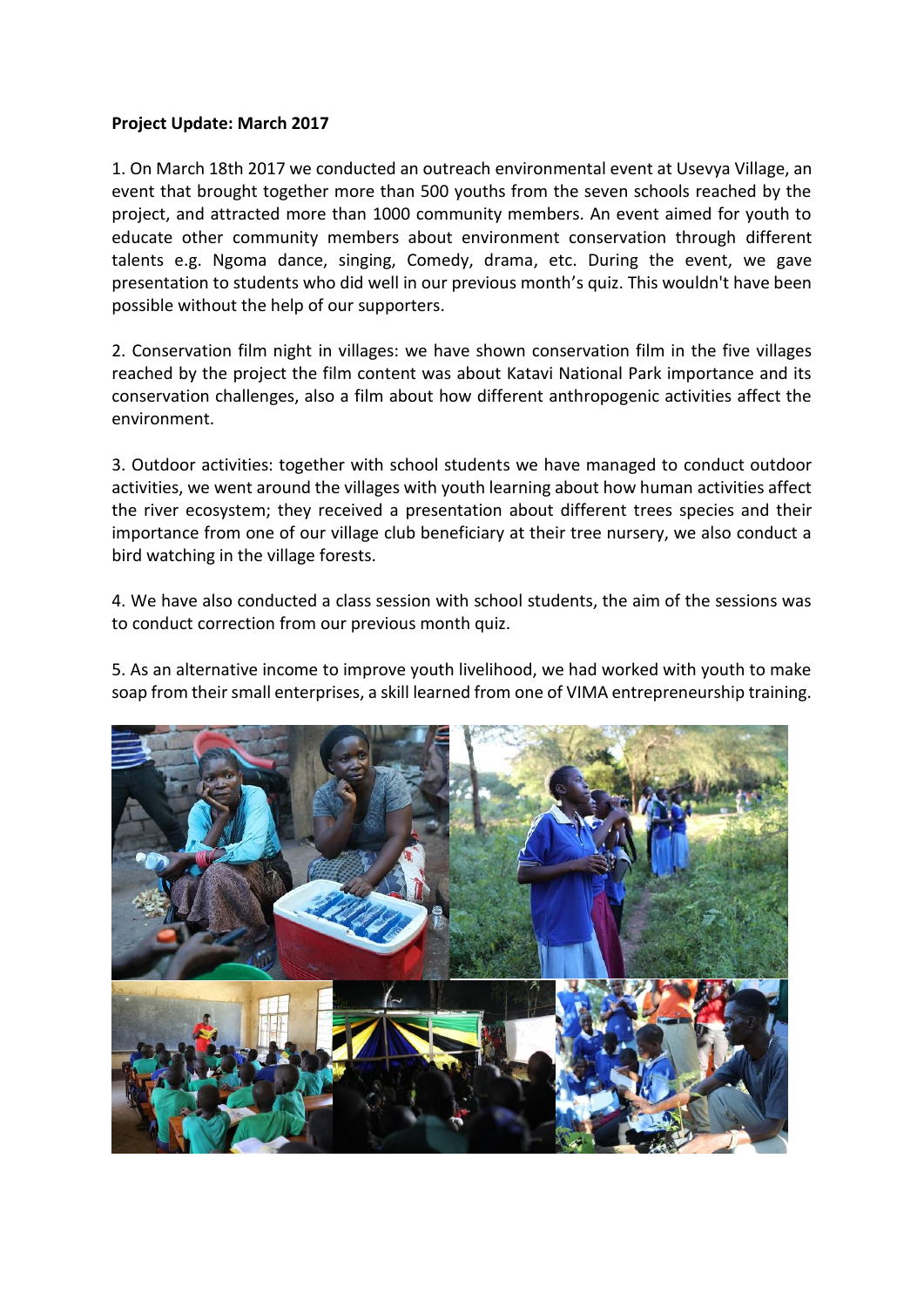**Project Update: March 2017**

1. On March 18th 2017 we conducted an outreach environmental event at Usevya Village, an event that brought together more than 500 youths from the seven schools reached by the project, and attracted more than 1000 community members. An event aimed for youth to educate other community members about environment conservation through different talents e.g. Ngoma dance, singing, Comedy, drama, etc. During the event, we gave presentation to students who did well in our previous month's quiz. This wouldn't have been possible without the help of our supporters.

2. Conservation film night in villages: we have shown conservation film in the five villages reached by the project the film content was about Katavi National Park importance and its conservation challenges, also a film about how different anthropogenic activities affect the environment.

3. Outdoor activities: together with school students we have managed to conduct outdoor activities, we went around the villages with youth learning about how human activities affect the river ecosystem; they received a presentation about different trees species and their importance from one of our village club beneficiary at their tree nursery, we also conduct a bird watching in the village forests.

4. We have also conducted a class session with school students, the aim of the sessions was to conduct correction from our previous month quiz.

5. As an alternative income to improve youth livelihood, we had worked with youth to make soap from their small enterprises, a skill learned from one of VIMA entrepreneurship training.